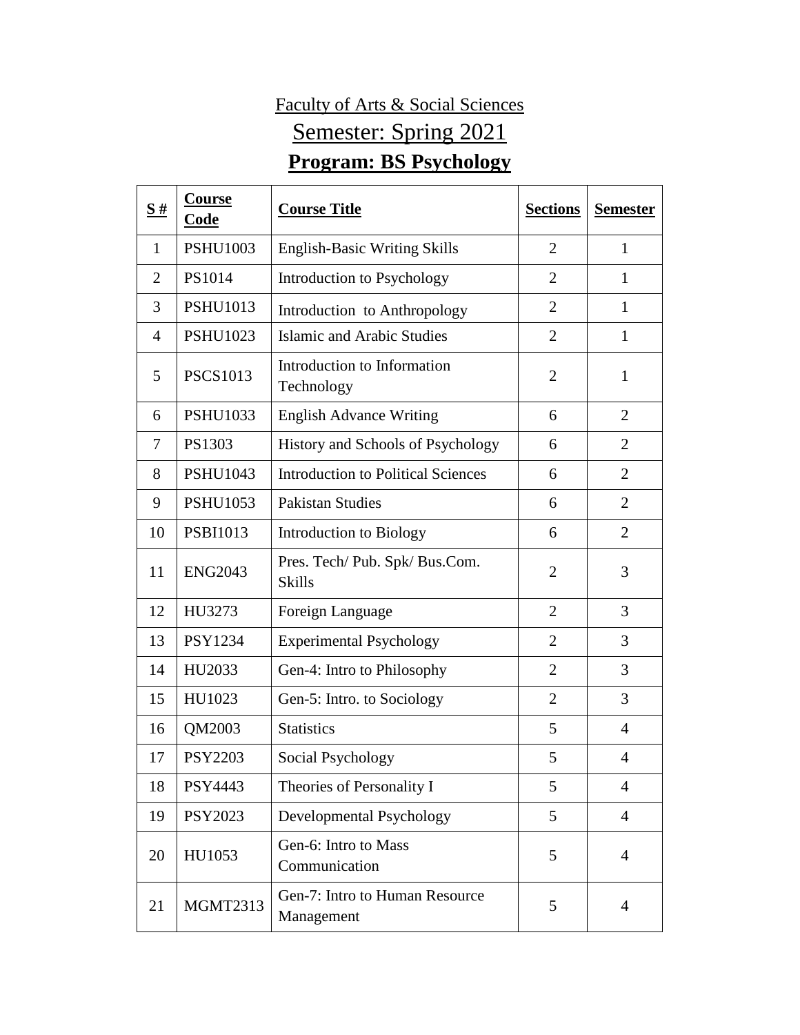Faculty of Arts & Social Sciences

Semester: Spring 2021

# Program: BS Psychology

| S # | Course Code | Course Title | Sections | Semester |
|---|---|---|---|---|
| 1 | PSHU1003 | English-Basic Writing Skills | 2 | 1 |
| 2 | PS1014 | Introduction to Psychology | 2 | 1 |
| 3 | PSHU1013 | Introduction to Anthropology | 2 | 1 |
| 4 | PSHU1023 | Islamic and Arabic Studies | 2 | 1 |
| 5 | PSCS1013 | Introduction to Information Technology | 2 | 1 |
| 6 | PSHU1033 | English Advance Writing | 6 | 2 |
| 7 | PS1303 | History and Schools of Psychology | 6 | 2 |
| 8 | PSHU1043 | Introduction to Political Sciences | 6 | 2 |
| 9 | PSHU1053 | Pakistan Studies | 6 | 2 |
| 10 | PSBI1013 | Introduction to Biology | 6 | 2 |
| 11 | ENG2043 | Pres. Tech/ Pub. Spk/ Bus.Com. Skills | 2 | 3 |
| 12 | HU3273 | Foreign Language | 2 | 3 |
| 13 | PSY1234 | Experimental Psychology | 2 | 3 |
| 14 | HU2033 | Gen-4: Intro to Philosophy | 2 | 3 |
| 15 | HU1023 | Gen-5: Intro. to Sociology | 2 | 3 |
| 16 | QM2003 | Statistics | 5 | 4 |
| 17 | PSY2203 | Social Psychology | 5 | 4 |
| 18 | PSY4443 | Theories of Personality I | 5 | 4 |
| 19 | PSY2023 | Developmental Psychology | 5 | 4 |
| 20 | HU1053 | Gen-6: Intro to Mass Communication | 5 | 4 |
| 21 | MGMT2313 | Gen-7: Intro to Human Resource Management | 5 | 4 |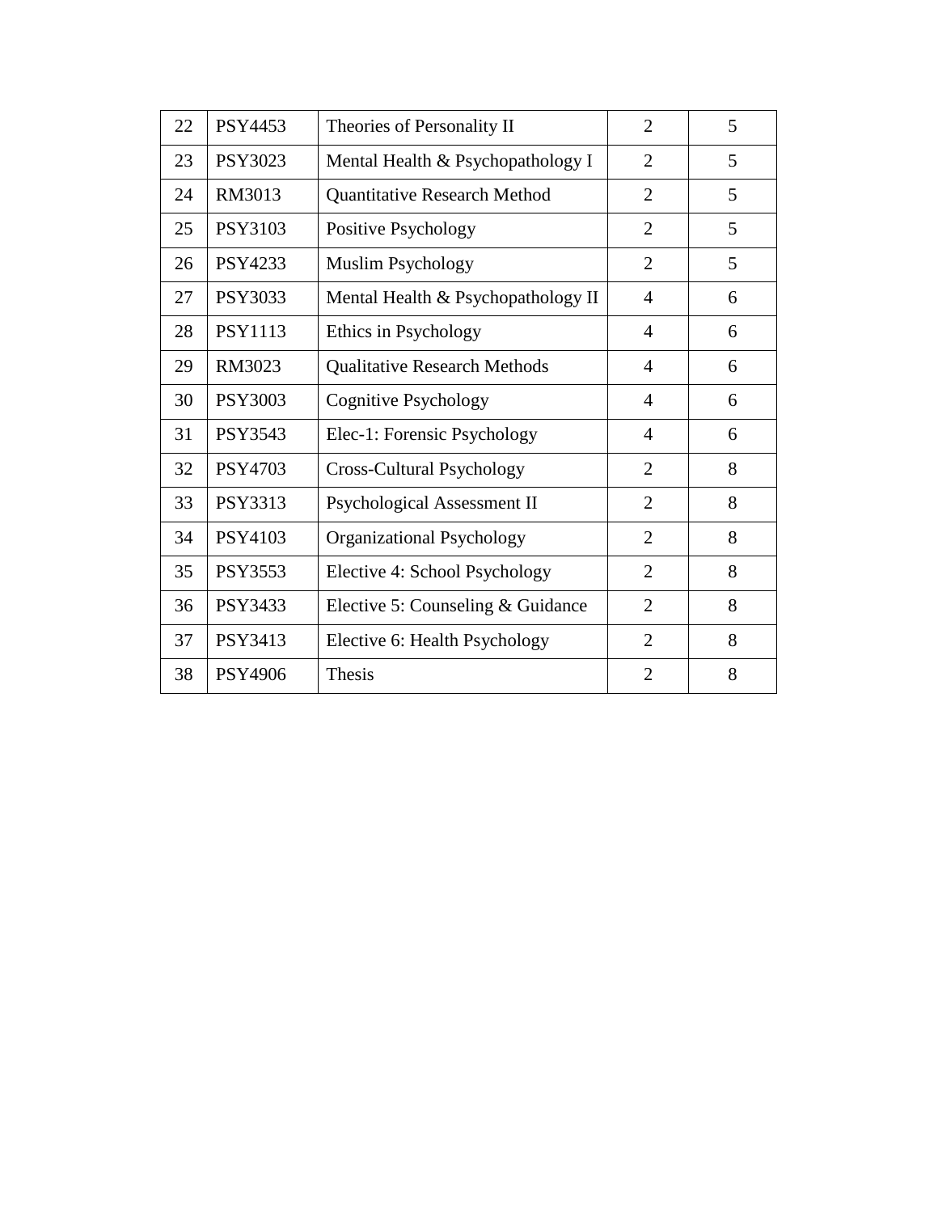| | | | | |
|---|---|---|---|---|
| 22 | PSY4453 | Theories of Personality II | 2 | 5 |
| 23 | PSY3023 | Mental Health & Psychopathology I | 2 | 5 |
| 24 | RM3013 | Quantitative Research Method | 2 | 5 |
| 25 | PSY3103 | Positive Psychology | 2 | 5 |
| 26 | PSY4233 | Muslim Psychology | 2 | 5 |
| 27 | PSY3033 | Mental Health & Psychopathology II | 4 | 6 |
| 28 | PSY1113 | Ethics in Psychology | 4 | 6 |
| 29 | RM3023 | Qualitative Research Methods | 4 | 6 |
| 30 | PSY3003 | Cognitive Psychology | 4 | 6 |
| 31 | PSY3543 | Elec-1: Forensic Psychology | 4 | 6 |
| 32 | PSY4703 | Cross-Cultural Psychology | 2 | 8 |
| 33 | PSY3313 | Psychological Assessment II | 2 | 8 |
| 34 | PSY4103 | Organizational Psychology | 2 | 8 |
| 35 | PSY3553 | Elective 4: School Psychology | 2 | 8 |
| 36 | PSY3433 | Elective 5: Counseling & Guidance | 2 | 8 |
| 37 | PSY3413 | Elective 6: Health Psychology | 2 | 8 |
| 38 | PSY4906 | Thesis | 2 | 8 |